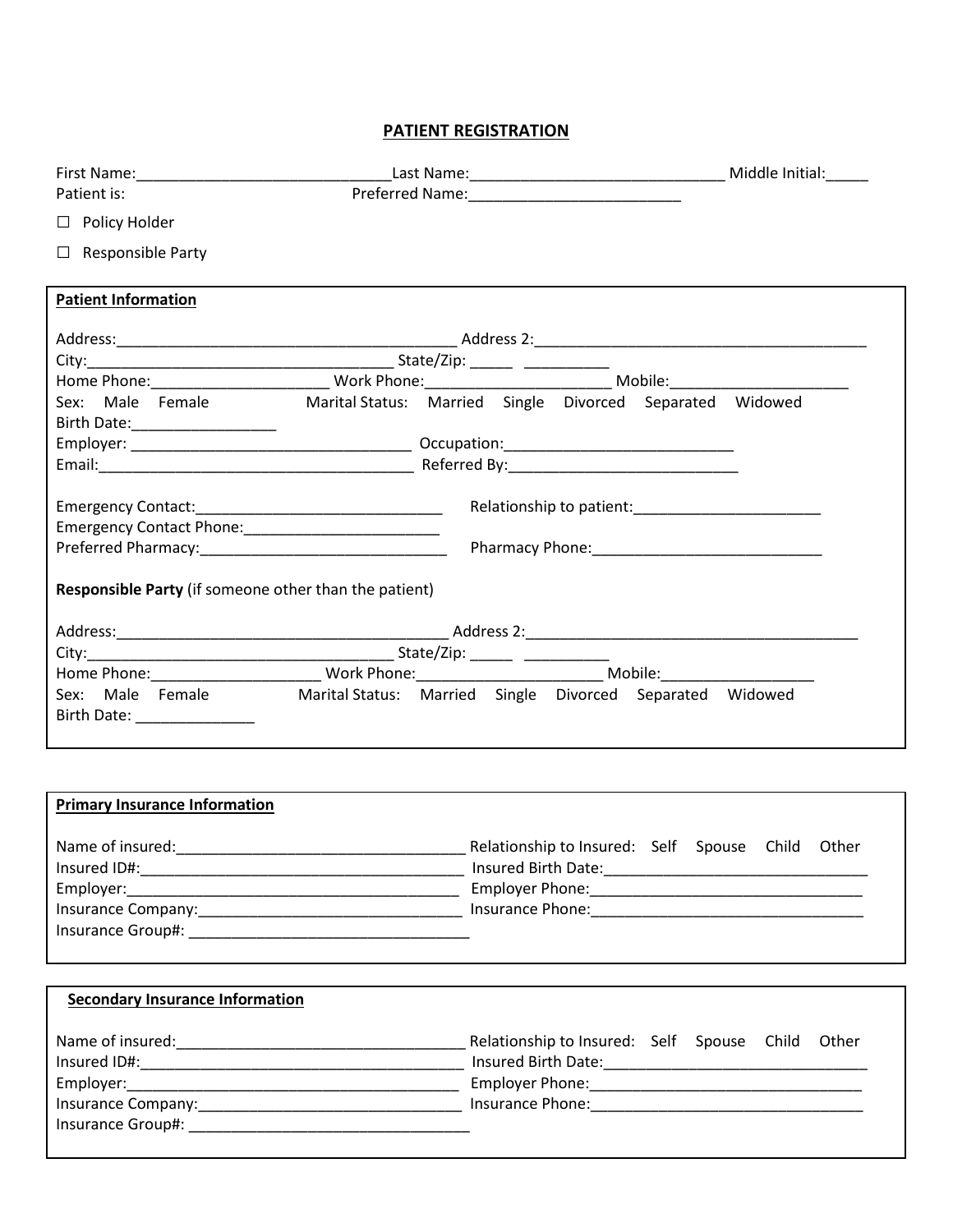# PATIENT REGISTRATION

First Name:______________________________ Last Name:______________________________ Middle Initial:_____

Patient is: Preferred Name:_________________________

☐ Policy Holder

☐ Responsible Party

**Patient Information**

Address:________________________________________ Address 2:________________________________________

City:____________________________________ State/Zip: _____ __________

Home Phone:____________________ Work Phone:_____________________ Mobile:_____________________

Sex: Male Female Marital Status: Married Single Divorced Separated Widowed

Birth Date:_________________

Employer: _________________________________ Occupation:___________________________

Email:_____________________________________ Referred By:___________________________

Emergency Contact:_____________________________ Relationship to patient:______________________

Emergency Contact Phone:_______________________

Preferred Pharmacy:_____________________________ Pharmacy Phone:___________________________

**Responsible Party** (if someone other than the patient)

Address:________________________________________ Address 2:________________________________________

City:____________________________________ State/Zip: _____ __________

Home Phone:____________________ Work Phone:_____________________ Mobile:_________________

Sex: Male Female Marital Status: Married Single Divorced Separated Widowed

Birth Date: ______________

**Primary Insurance Information**

Name of insured:__________________________________ Relationship to Insured: Self Spouse Child Other

Insured ID#:_____________________________________ Insured Birth Date:_______________________________

Employer:_______________________________________ Employer Phone:_________________________________

Insurance Company:_______________________________ Insurance Phone:________________________________

Insurance Group#: _________________________________

**Secondary Insurance Information**

Name of insured:__________________________________ Relationship to Insured: Self Spouse Child Other

Insured ID#:_____________________________________ Insured Birth Date:_______________________________

Employer:_______________________________________ Employer Phone:_________________________________

Insurance Company:_______________________________ Insurance Phone:________________________________

Insurance Group#: _________________________________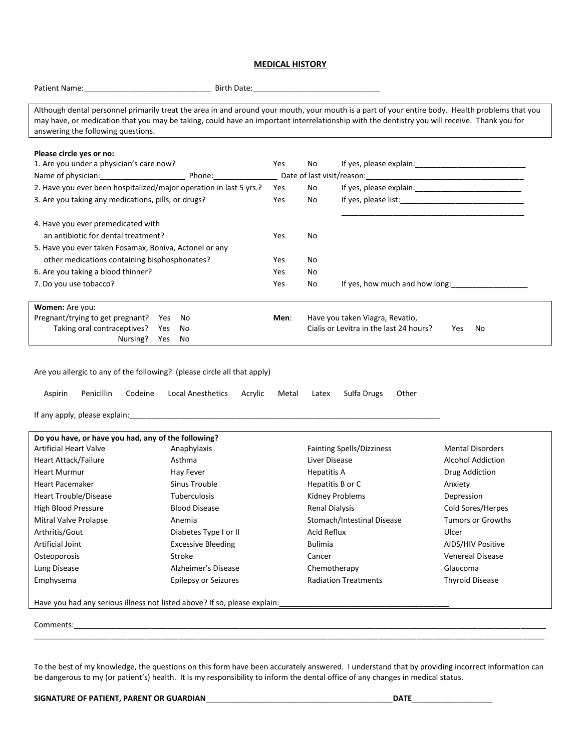# MEDICAL HISTORY

Patient Name:______________________________ Birth Date:______________________________

Although dental personnel primarily treat the area in and around your mouth, your mouth is a part of your entire body. Health problems that you may have, or medication that you may be taking, could have an important interrelationship with the dentistry you will receive. Thank you for answering the following questions.

**Please circle yes or no:**

| | | | |
|---|---|---|---|
| 1. Are you under a physician's care now? | Yes | No | If yes, please explain:__________________________ |
| Name of physician:____________________ Phone:______________ | | | Date of last visit/reason:_____________________________________ |
| 2. Have you ever been hospitalized/major operation in last 5 yrs.? | Yes | No | If yes, please explain:_________________________ |
| 3. Are you taking any medications, pills, or drugs? | Yes | No | If yes, please list:_____________________________ |
| | | | _____________________________________________ |
| 4. Have you ever premedicated with an antibiotic for dental treatment? | Yes | No | |
| 5. Have you ever taken Fosamax, Boniva, Actonel or any other medications containing bisphosphonates? | Yes | No | |
| 6. Are you taking a blood thinner? | Yes | No | |
| 7. Do you use tobacco? | Yes | No | If yes, how much and how long:__________________ |

**Women:** Are you:

- Pregnant/trying to get pregnant? Yes No
- Taking oral contraceptives? Yes No
- Nursing? Yes No

**Men**: Have you taken Viagra, Revatio, Cialis or Levitra in the last 24 hours? Yes No

Are you allergic to any of the following? (please circle all that apply)

Aspirin Penicillin Codeine Local Anesthetics Acrylic Metal Latex Sulfa Drugs Other

If any apply, please explain:____________________________________________________________________________

**Do you have, or have you had, any of the following?**

| | | | |
|---|---|---|---|
| Artificial Heart Valve | Anaphylaxis | Fainting Spells/Dizziness | Mental Disorders |
| Heart Attack/Failure | Asthma | Liver Disease | Alcohol Addiction |
| Heart Murmur | Hay Fever | Hepatitis A | Drug Addiction |
| Heart Pacemaker | Sinus Trouble | Hepatitis B or C | Anxiety |
| Heart Trouble/Disease | Tuberculosis | Kidney Problems | Depression |
| High Blood Pressure | Blood Disease | Renal Dialysis | Cold Sores/Herpes |
| Mitral Valve Prolapse | Anemia | Stomach/Intestinal Disease | Tumors or Growths |
| Arthritis/Gout | Diabetes Type I or II | Acid Reflux | Ulcer |
| Artificial Joint | Excessive Bleeding | Bulimia | AIDS/HIV Positive |
| Osteoporosis | Stroke | Cancer | Venereal Disease |
| Lung Disease | Alzheimer's Disease | Chemotherapy | Glaucoma |
| Emphysema | Epilepsy or Seizures | Radiation Treatments | Thyroid Disease |

Have you had any serious illness not listed above? If so, please explain:________________________________________

Comments:_____________________________________________________________________________________________________________
_____________________________________________________________________________________________________________________

To the best of my knowledge, the questions on this form have been accurately answered. I understand that by providing incorrect information can be dangerous to my (or patient's) health. It is my responsibility to inform the dental office of any changes in medical status.

**SIGNATURE OF PATIENT, PARENT OR GUARDIAN**____________________________________________**DATE**___________________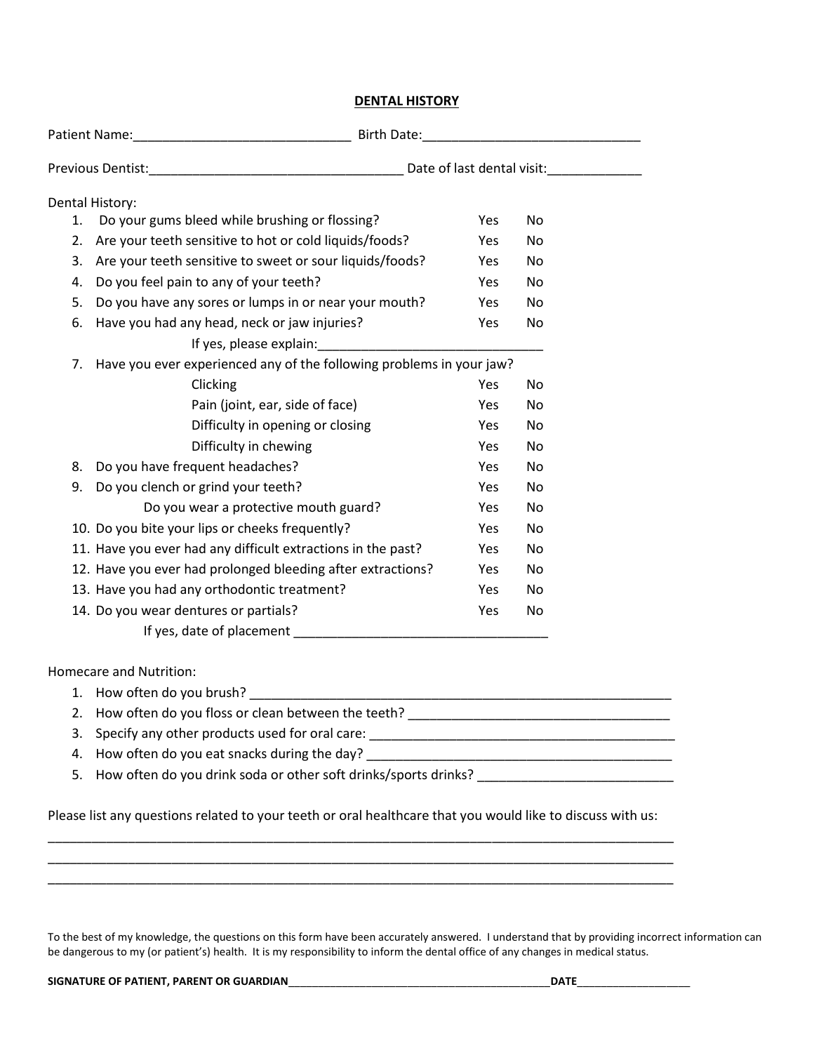# DENTAL HISTORY

Patient Name:______________________________ Birth Date:______________________________

Previous Dentist:___________________________________ Date of last dental visit:_____________

Dental History:

| | Question | Yes | No |
|---|---|---|---|
| 1. | Do your gums bleed while brushing or flossing? | Yes | No |
| 2. | Are your teeth sensitive to hot or cold liquids/foods? | Yes | No |
| 3. | Are your teeth sensitive to sweet or sour liquids/foods? | Yes | No |
| 4. | Do you feel pain to any of your teeth? | Yes | No |
| 5. | Do you have any sores or lumps in or near your mouth? | Yes | No |
| 6. | Have you had any head, neck or jaw injuries? | Yes | No |
| | If yes, please explain:______________________________ | | |
| 7. | Have you ever experienced any of the following problems in your jaw? | | |
| | Clicking | Yes | No |
| | Pain (joint, ear, side of face) | Yes | No |
| | Difficulty in opening or closing | Yes | No |
| | Difficulty in chewing | Yes | No |
| 8. | Do you have frequent headaches? | Yes | No |
| 9. | Do you clench or grind your teeth? | Yes | No |
| | Do you wear a protective mouth guard? | Yes | No |
| 10. | Do you bite your lips or cheeks frequently? | Yes | No |
| 11. | Have you ever had any difficult extractions in the past? | Yes | No |
| 12. | Have you ever had prolonged bleeding after extractions? | Yes | No |
| 13. | Have you had any orthodontic treatment? | Yes | No |
| 14. | Do you wear dentures or partials? | Yes | No |
| | If yes, date of placement __________________________________ | | |

Homecare and Nutrition:

1. How often do you brush? ____________________________________________________________
2. How often do you floss or clean between the teeth? ____________________________________
3. Specify any other products used for oral care: __________________________________________
4. How often do you eat snacks during the day? ___________________________________________
5. How often do you drink soda or other soft drinks/sports drinks? ___________________________

Please list any questions related to your teeth or oral healthcare that you would like to discuss with us:

_____________________________________________________________________________________

_____________________________________________________________________________________

_____________________________________________________________________________________

To the best of my knowledge, the questions on this form have been accurately answered. I understand that by providing incorrect information can be dangerous to my (or patient's) health. It is my responsibility to inform the dental office of any changes in medical status.

**SIGNATURE OF PATIENT, PARENT OR GUARDIAN**____________________________________________**DATE**__________________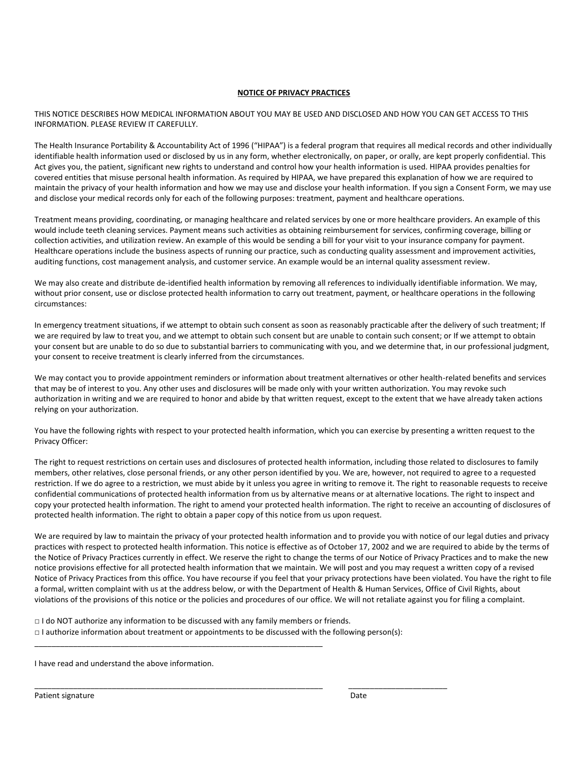## NOTICE OF PRIVACY PRACTICES

THIS NOTICE DESCRIBES HOW MEDICAL INFORMATION ABOUT YOU MAY BE USED AND DISCLOSED AND HOW YOU CAN GET ACCESS TO THIS INFORMATION. PLEASE REVIEW IT CAREFULLY.

The Health Insurance Portability & Accountability Act of 1996 ("HIPAA") is a federal program that requires all medical records and other individually identifiable health information used or disclosed by us in any form, whether electronically, on paper, or orally, are kept properly confidential. This Act gives you, the patient, significant new rights to understand and control how your health information is used. HIPAA provides penalties for covered entities that misuse personal health information. As required by HIPAA, we have prepared this explanation of how we are required to maintain the privacy of your health information and how we may use and disclose your health information. If you sign a Consent Form, we may use and disclose your medical records only for each of the following purposes: treatment, payment and healthcare operations.

Treatment means providing, coordinating, or managing healthcare and related services by one or more healthcare providers. An example of this would include teeth cleaning services. Payment means such activities as obtaining reimbursement for services, confirming coverage, billing or collection activities, and utilization review. An example of this would be sending a bill for your visit to your insurance company for payment. Healthcare operations include the business aspects of running our practice, such as conducting quality assessment and improvement activities, auditing functions, cost management analysis, and customer service. An example would be an internal quality assessment review.

We may also create and distribute de-identified health information by removing all references to individually identifiable information. We may, without prior consent, use or disclose protected health information to carry out treatment, payment, or healthcare operations in the following circumstances:

In emergency treatment situations, if we attempt to obtain such consent as soon as reasonably practicable after the delivery of such treatment; If we are required by law to treat you, and we attempt to obtain such consent but are unable to contain such consent; or If we attempt to obtain your consent but are unable to do so due to substantial barriers to communicating with you, and we determine that, in our professional judgment, your consent to receive treatment is clearly inferred from the circumstances.

We may contact you to provide appointment reminders or information about treatment alternatives or other health-related benefits and services that may be of interest to you. Any other uses and disclosures will be made only with your written authorization. You may revoke such authorization in writing and we are required to honor and abide by that written request, except to the extent that we have already taken actions relying on your authorization.

You have the following rights with respect to your protected health information, which you can exercise by presenting a written request to the Privacy Officer:

The right to request restrictions on certain uses and disclosures of protected health information, including those related to disclosures to family members, other relatives, close personal friends, or any other person identified by you. We are, however, not required to agree to a requested restriction. If we do agree to a restriction, we must abide by it unless you agree in writing to remove it. The right to reasonable requests to receive confidential communications of protected health information from us by alternative means or at alternative locations. The right to inspect and copy your protected health information. The right to amend your protected health information. The right to receive an accounting of disclosures of protected health information. The right to obtain a paper copy of this notice from us upon request.

We are required by law to maintain the privacy of your protected health information and to provide you with notice of our legal duties and privacy practices with respect to protected health information. This notice is effective as of October 17, 2002 and we are required to abide by the terms of the Notice of Privacy Practices currently in effect. We reserve the right to change the terms of our Notice of Privacy Practices and to make the new notice provisions effective for all protected health information that we maintain. We will post and you may request a written copy of a revised Notice of Privacy Practices from this office. You have recourse if you feel that your privacy protections have been violated. You have the right to file a formal, written complaint with us at the address below, or with the Department of Health & Human Services, Office of Civil Rights, about violations of the provisions of this notice or the policies and procedures of our office. We will not retaliate against you for filing a complaint.

□ I do NOT authorize any information to be discussed with any family members or friends.
□ I authorize information about treatment or appointments to be discussed with the following person(s):

_____________________________________________________________________

I have read and understand the above information.

_____________________________________________________________________ _______________________

Patient signature Date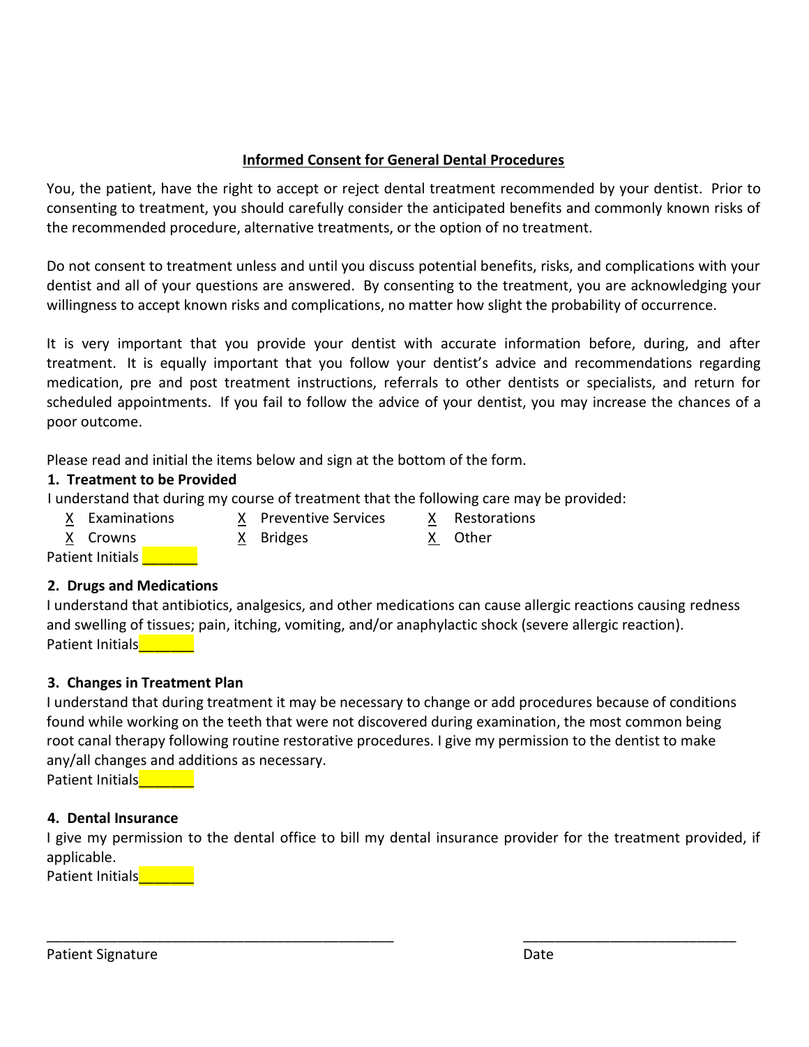**Informed Consent for General Dental Procedures**

You, the patient, have the right to accept or reject dental treatment recommended by your dentist. Prior to consenting to treatment, you should carefully consider the anticipated benefits and commonly known risks of the recommended procedure, alternative treatments, or the option of no treatment.

Do not consent to treatment unless and until you discuss potential benefits, risks, and complications with your dentist and all of your questions are answered. By consenting to the treatment, you are acknowledging your willingness to accept known risks and complications, no matter how slight the probability of occurrence.

It is very important that you provide your dentist with accurate information before, during, and after treatment. It is equally important that you follow your dentist's advice and recommendations regarding medication, pre and post treatment instructions, referrals to other dentists or specialists, and return for scheduled appointments. If you fail to follow the advice of your dentist, you may increase the chances of a poor outcome.

Please read and initial the items below and sign at the bottom of the form.

**1. Treatment to be Provided**

I understand that during my course of treatment that the following care may be provided:

X Examinations
X Preventive Services
X Restorations
X Crowns
X Bridges
X Other

Patient Initials _______

**2. Drugs and Medications**

I understand that antibiotics, analgesics, and other medications can cause allergic reactions causing redness and swelling of tissues; pain, itching, vomiting, and/or anaphylactic shock (severe allergic reaction).

Patient Initials_______

**3. Changes in Treatment Plan**

I understand that during treatment it may be necessary to change or add procedures because of conditions found while working on the teeth that were not discovered during examination, the most common being root canal therapy following routine restorative procedures. I give my permission to the dentist to make any/all changes and additions as necessary.

Patient Initials_______

**4. Dental Insurance**

I give my permission to the dental office to bill my dental insurance provider for the treatment provided, if applicable.

Patient Initials_______

_______________________________________________ ____________________________

Patient Signature Date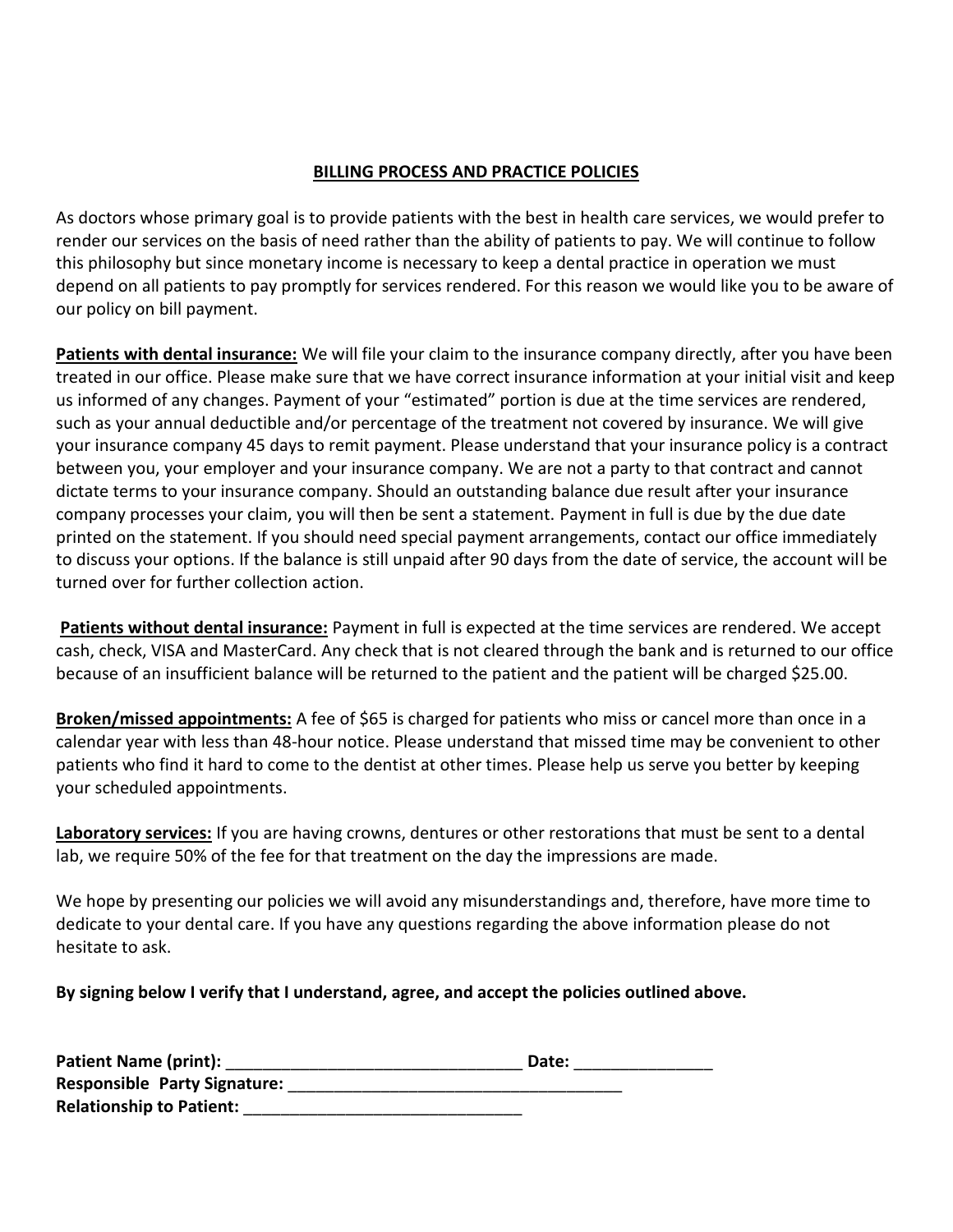## BILLING PROCESS AND PRACTICE POLICIES

As doctors whose primary goal is to provide patients with the best in health care services, we would prefer to render our services on the basis of need rather than the ability of patients to pay. We will continue to follow this philosophy but since monetary income is necessary to keep a dental practice in operation we must depend on all patients to pay promptly for services rendered. For this reason we would like you to be aware of our policy on bill payment.

**Patients with dental insurance:** We will file your claim to the insurance company directly, after you have been treated in our office. Please make sure that we have correct insurance information at your initial visit and keep us informed of any changes. Payment of your "estimated" portion is due at the time services are rendered, such as your annual deductible and/or percentage of the treatment not covered by insurance. We will give your insurance company 45 days to remit payment. Please understand that your insurance policy is a contract between you, your employer and your insurance company. We are not a party to that contract and cannot dictate terms to your insurance company. Should an outstanding balance due result after your insurance company processes your claim, you will then be sent a statement. Payment in full is due by the due date printed on the statement. If you should need special payment arrangements, contact our office immediately to discuss your options. If the balance is still unpaid after 90 days from the date of service, the account will be turned over for further collection action.

**Patients without dental insurance:** Payment in full is expected at the time services are rendered. We accept cash, check, VISA and MasterCard. Any check that is not cleared through the bank and is returned to our office because of an insufficient balance will be returned to the patient and the patient will be charged $25.00.

**Broken/missed appointments:** A fee of $65 is charged for patients who miss or cancel more than once in a calendar year with less than 48-hour notice. Please understand that missed time may be convenient to other patients who find it hard to come to the dentist at other times. Please help us serve you better by keeping your scheduled appointments.

**Laboratory services:** If you are having crowns, dentures or other restorations that must be sent to a dental lab, we require 50% of the fee for that treatment on the day the impressions are made.

We hope by presenting our policies we will avoid any misunderstandings and, therefore, have more time to dedicate to your dental care. If you have any questions regarding the above information please do not hesitate to ask.

**By signing below I verify that I understand, agree, and accept the policies outlined above.**

**Patient Name (print):** ________________________________ **Date:** _______________

**Responsible Party Signature:** ____________________________________

**Relationship to Patient:** ______________________________